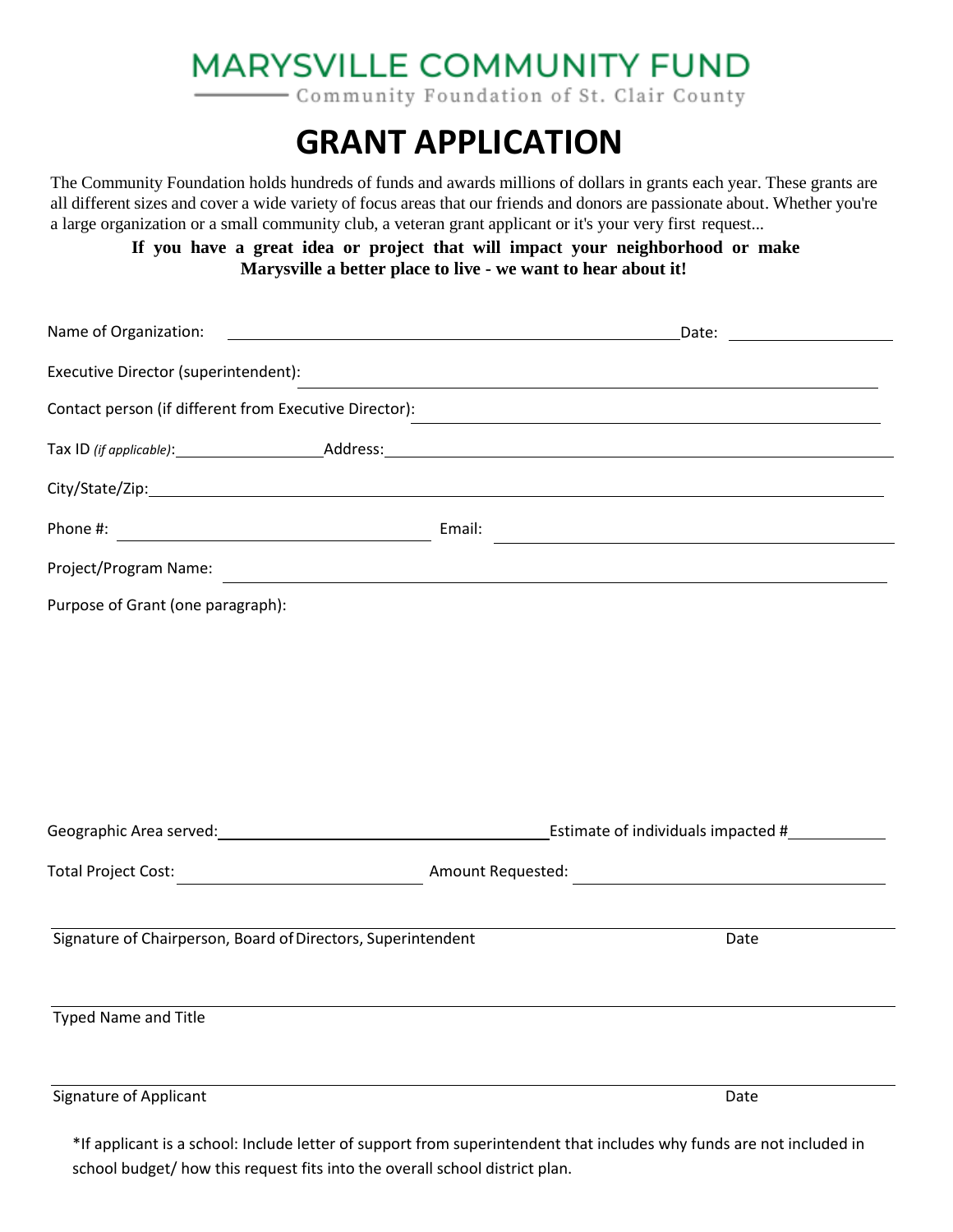# MARYSVILLE COMMUNITY FUND

Community Foundation of St. Clair County

# GRANT APPLICATION

The Community Foundation holds hundreds of funds and awards millions of dollars in grants each year. These grants are all different sizes and cover a wide variety of focus areas that our friends and donors are passionate about. Whether you're a large organization or a small community club, a veteran grant applicant or it's your very first request...

**If you have a great idea or project that will impact your neighborhood or make Marysville a better place to live - we want to hear about it!**

Name of Organization: ______________________________ Date: ____________

Executive Director (superintendent): ______________________________

Contact person (if different from Executive Director): ______________________________

Tax ID *(if applicable)*: ____________ Address: ______________________________

City/State/Zip: ______________________________

Phone #: ____________________ Email: ____________________

Project/Program Name: ______________________________

Purpose of Grant (one paragraph):

Geographic Area served: ____________________ Estimate of individuals impacted # __________

Total Project Cost: ____________________ Amount Requested: ____________________

______________________________________________________________

Signature of Chairperson, Board of Directors, Superintendent Date

______________________________________________________________

Typed Name and Title

______________________________________________________________

Signature of Applicant Date

*If applicant is a school: Include letter of support from superintendent that includes why funds are not included in school budget/ how this request fits into the overall school district plan.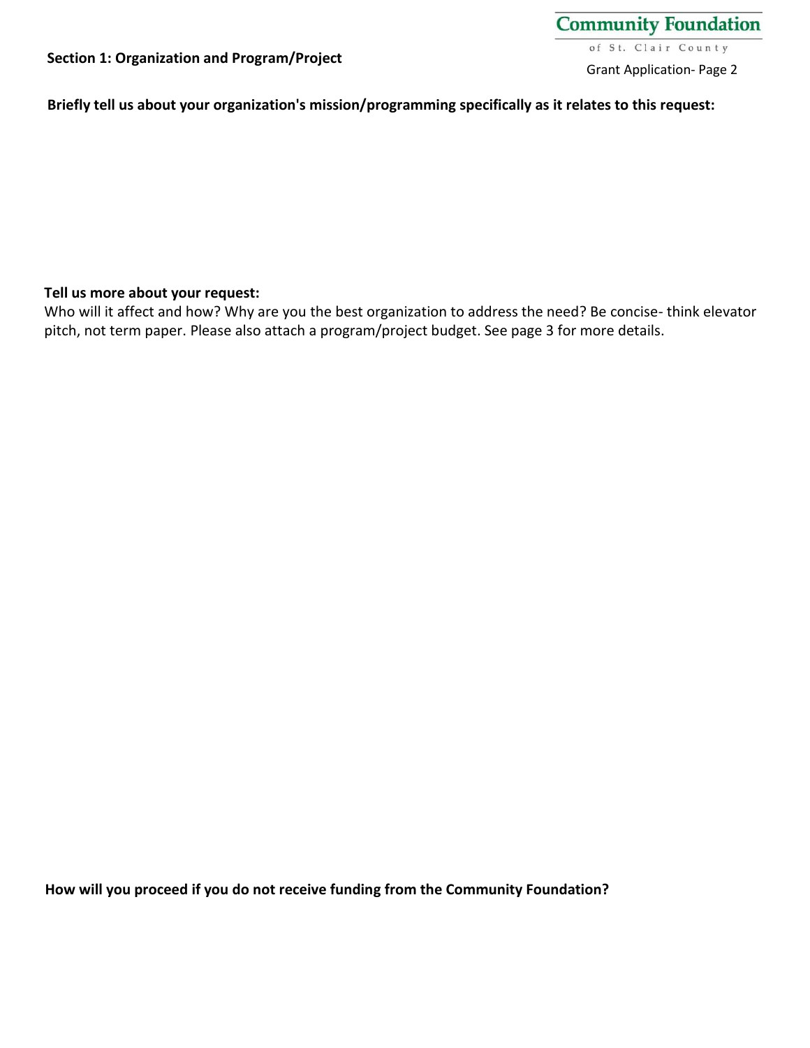## Section 1: Organization and Program/Project

**Briefly tell us about your organization's mission/programming specifically as it relates to this request:**

**Tell us more about your request:**

Who will it affect and how? Why are you the best organization to address the need? Be concise- think elevator pitch, not term paper. Please also attach a program/project budget. See page 3 for more details.

**How will you proceed if you do not receive funding from the Community Foundation?**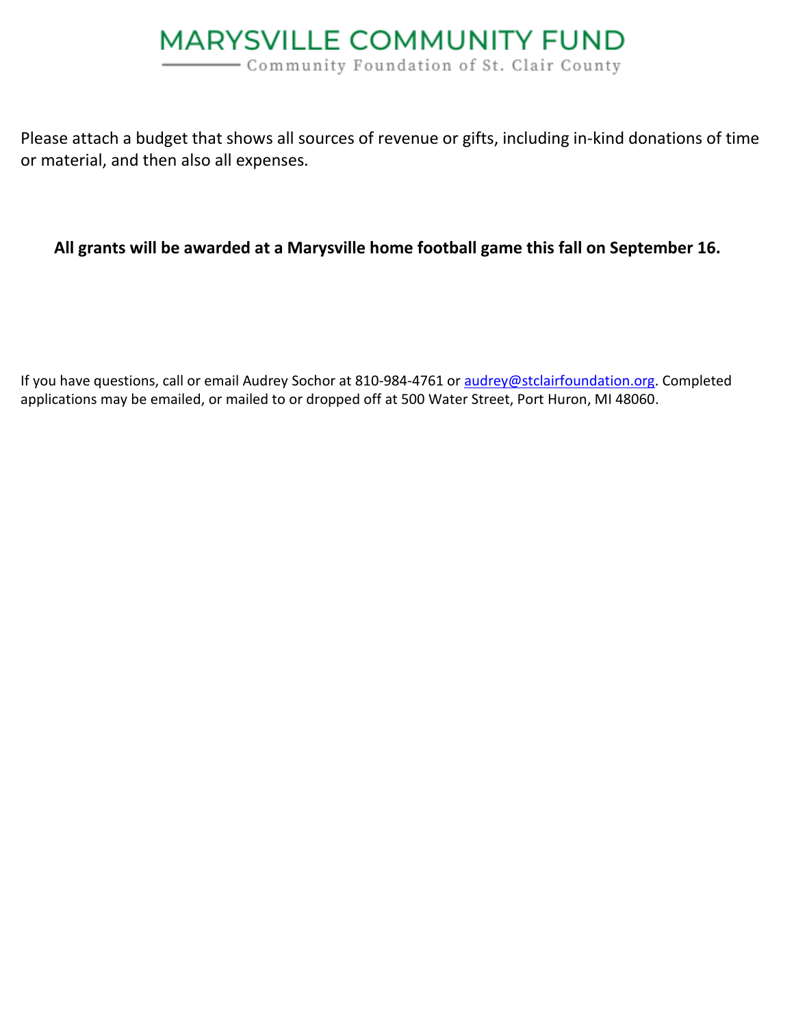Please attach a budget that shows all sources of revenue or gifts, including in-kind donations of time or material, and then also all expenses.

**All grants will be awarded at a Marysville home football game this fall on September 16.**

If you have questions, call or email Audrey Sochor at 810-984-4761 or audrey@stclairfoundation.org. Completed applications may be emailed, or mailed to or dropped off at 500 Water Street, Port Huron, MI 48060.